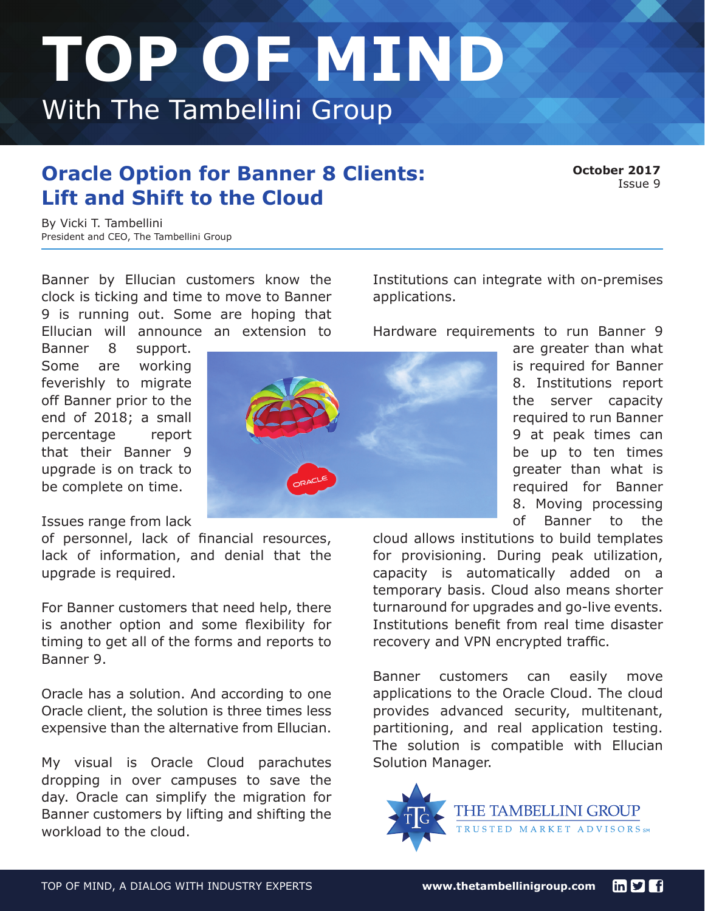# TOP OF MIND

With The Tambellini Group

## Oracle Option for Banner 8 Clients: Lift and Shift to the Cloud

**October 2017**
Issue 9

By Vicki T. Tambellini
President and CEO, The Tambellini Group

Banner by Ellucian customers know the clock is ticking and time to move to Banner 9 is running out. Some are hoping that Ellucian will announce an extension to Banner 8 support. Some are working feverishly to migrate off Banner prior to the end of 2018; a small percentage report that their Banner 9 upgrade is on track to be complete on time.

Issues range from lack of personnel, lack of financial resources, lack of information, and denial that the upgrade is required.

For Banner customers that need help, there is another option and some flexibility for timing to get all of the forms and reports to Banner 9.

Oracle has a solution. And according to one Oracle client, the solution is three times less expensive than the alternative from Ellucian.

My visual is Oracle Cloud parachutes dropping in over campuses to save the day. Oracle can simplify the migration for Banner customers by lifting and shifting the workload to the cloud.

Institutions can integrate with on-premises applications.

Hardware requirements to run Banner 9 are greater than what is required for Banner 8. Institutions report the server capacity required to run Banner 9 at peak times can be up to ten times greater than what is required for Banner 8. Moving processing of Banner to the cloud allows institutions to build templates for provisioning. During peak utilization, capacity is automatically added on a temporary basis. Cloud also means shorter turnaround for upgrades and go-live events. Institutions benefit from real time disaster recovery and VPN encrypted traffic.

Banner customers can easily move applications to the Oracle Cloud. The cloud provides advanced security, multitenant, partitioning, and real application testing. The solution is compatible with Ellucian Solution Manager.

THE TAMBELLINI GROUP
TRUSTED MARKET ADVISORS℠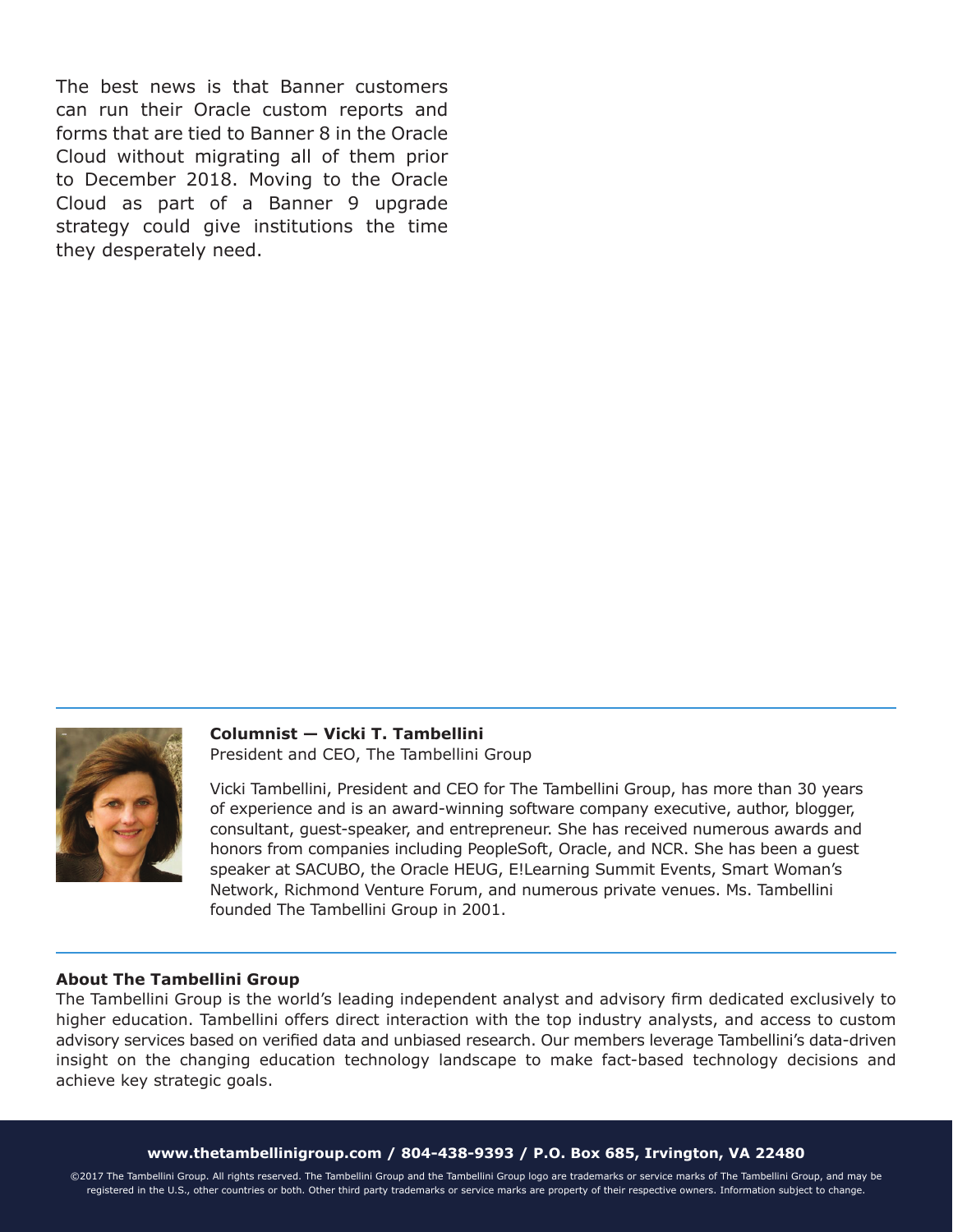The best news is that Banner customers can run their Oracle custom reports and forms that are tied to Banner 8 in the Oracle Cloud without migrating all of them prior to December 2018. Moving to the Oracle Cloud as part of a Banner 9 upgrade strategy could give institutions the time they desperately need.

**Columnist — Vicki T. Tambellini**
President and CEO, The Tambellini Group

Vicki Tambellini, President and CEO for The Tambellini Group, has more than 30 years of experience and is an award-winning software company executive, author, blogger, consultant, guest-speaker, and entrepreneur. She has received numerous awards and honors from companies including PeopleSoft, Oracle, and NCR. She has been a guest speaker at SACUBO, the Oracle HEUG, E!Learning Summit Events, Smart Woman's Network, Richmond Venture Forum, and numerous private venues. Ms. Tambellini founded The Tambellini Group in 2001.

**About The Tambellini Group**

The Tambellini Group is the world's leading independent analyst and advisory firm dedicated exclusively to higher education. Tambellini offers direct interaction with the top industry analysts, and access to custom advisory services based on verified data and unbiased research. Our members leverage Tambellini's data-driven insight on the changing education technology landscape to make fact-based technology decisions and achieve key strategic goals.

**www.thetambellinigroup.com / 804-438-9393 / P.O. Box 685, Irvington, VA 22480**

©2017 The Tambellini Group. All rights reserved. The Tambellini Group and the Tambellini Group logo are trademarks or service marks of The Tambellini Group, and may be registered in the U.S., other countries or both. Other third party trademarks or service marks are property of their respective owners. Information subject to change.